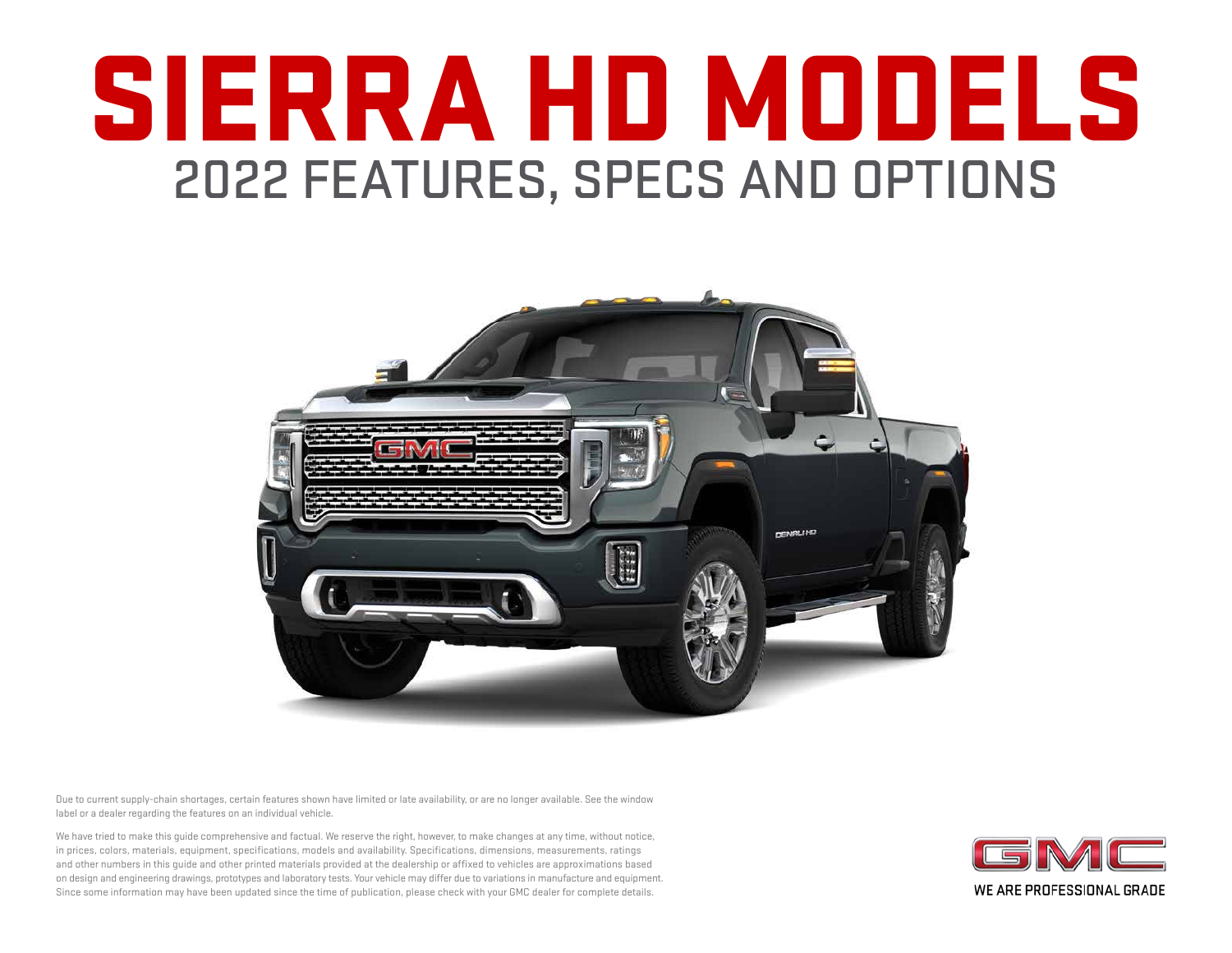# SIERRA HD MODELS

## 2022 FEATURES, SPECS AND OPTIONS

Due to current supply-chain shortages, certain features shown have limited or late availability, or are no longer available. See the window label or a dealer regarding the features on an individual vehicle.

We have tried to make this guide comprehensive and factual. We reserve the right, however, to make changes at any time, without notice, in prices, colors, materials, equipment, specifications, models and availability. Specifications, dimensions, measurements, ratings and other numbers in this guide and other printed materials provided at the dealership or affixed to vehicles are approximations based on design and engineering drawings, prototypes and laboratory tests. Your vehicle may differ due to variations in manufacture and equipment. Since some information may have been updated since the time of publication, please check with your GMC dealer for complete details.

GMC

WE ARE PROFESSIONAL GRADE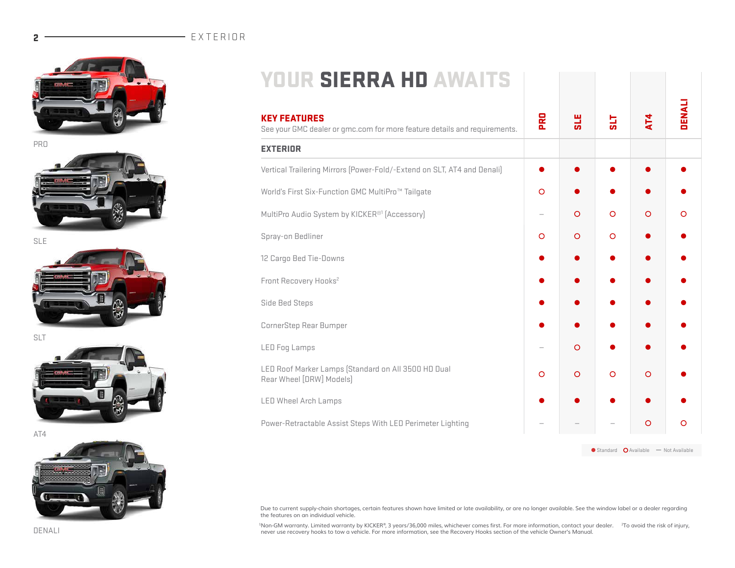# YOUR SIERRA HD AWAITS

PRO

SLE

SLT

AT4

DENALI

## KEY FEATURES

See your GMC dealer or gmc.com for more feature details and requirements.

| EXTERIOR | PRO | SLE | SLT | AT4 | DENALI |
|---|---|---|---|---|---|
| Vertical Trailering Mirrors (Power-Fold/-Extend on SLT, AT4 and Denali) | ● | ● | ● | ● | ● |
| World's First Six-Function GMC MultiPro™ Tailgate | ○ | ● | ● | ● | ● |
| MultiPro Audio System by KICKER®[1] (Accessory) | – | ○ | ○ | ○ | ○ |
| Spray-on Bedliner | ○ | ○ | ○ | ● | ● |
| 12 Cargo Bed Tie-Downs | ● | ● | ● | ● | ● |
| Front Recovery Hooks[2] | ● | ● | ● | ● | ● |
| Side Bed Steps | ● | ● | ● | ● | ● |
| CornerStep Rear Bumper | ● | ● | ● | ● | ● |
| LED Fog Lamps | – | ○ | ● | ● | ● |
| LED Roof Marker Lamps (Standard on All 3500 HD Dual Rear Wheel (DRW) Models) | ○ | ○ | ○ | ○ | ● |
| LED Wheel Arch Lamps | ● | ● | ● | ● | ● |
| Power-Retractable Assist Steps With LED Perimeter Lighting | – | – | – | ○ | ○ |

● Standard ○ Available — Not Available

Due to current supply-chain shortages, certain features shown have limited or late availability, or are no longer available. See the window label or a dealer regarding the features on an individual vehicle.

[1]Non-GM warranty. Limited warranty by KICKER®, 3 years/36,000 miles, whichever comes first. For more information, contact your dealer. [2]To avoid the risk of injury, never use recovery hooks to tow a vehicle. For more information, see the Recovery Hooks section of the vehicle Owner's Manual.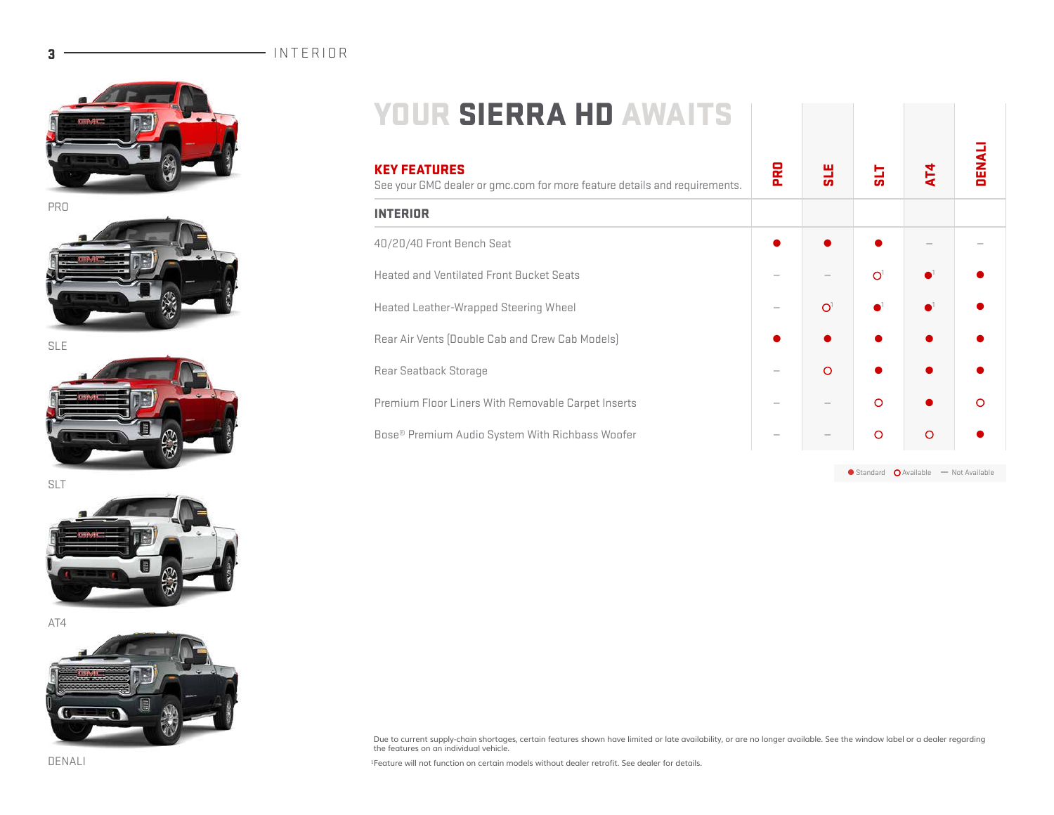# YOUR SIERRA HD AWAITS

PRO

SLE

SLT

AT4

DENALI

## KEY FEATURES

See your GMC dealer or gmc.com for more feature details and requirements.

| INTERIOR | PRO | SLE | SLT | AT4 | DENALI |
|---|---|---|---|---|---|
| 40/20/40 Front Bench Seat | ● | ● | ● | – | – |
| Heated and Ventilated Front Bucket Seats | – | – | ○[1] | ●[1] | ● |
| Heated Leather-Wrapped Steering Wheel | – | ○[1] | ●[1] | ●[1] | ● |
| Rear Air Vents (Double Cab and Crew Cab Models) | ● | ● | ● | ● | ● |
| Rear Seatback Storage | – | ○ | ● | ● | ● |
| Premium Floor Liners With Removable Carpet Inserts | – | – | ○ | ● | ○ |
| Bose® Premium Audio System With Richbass Woofer | – | – | ○ | ○ | ● |

● Standard ○ Available – Not Available

Due to current supply-chain shortages, certain features shown have limited or late availability, or are no longer available. See the window label or a dealer regarding the features on an individual vehicle.

[1]Feature will not function on certain models without dealer retrofit. See dealer for details.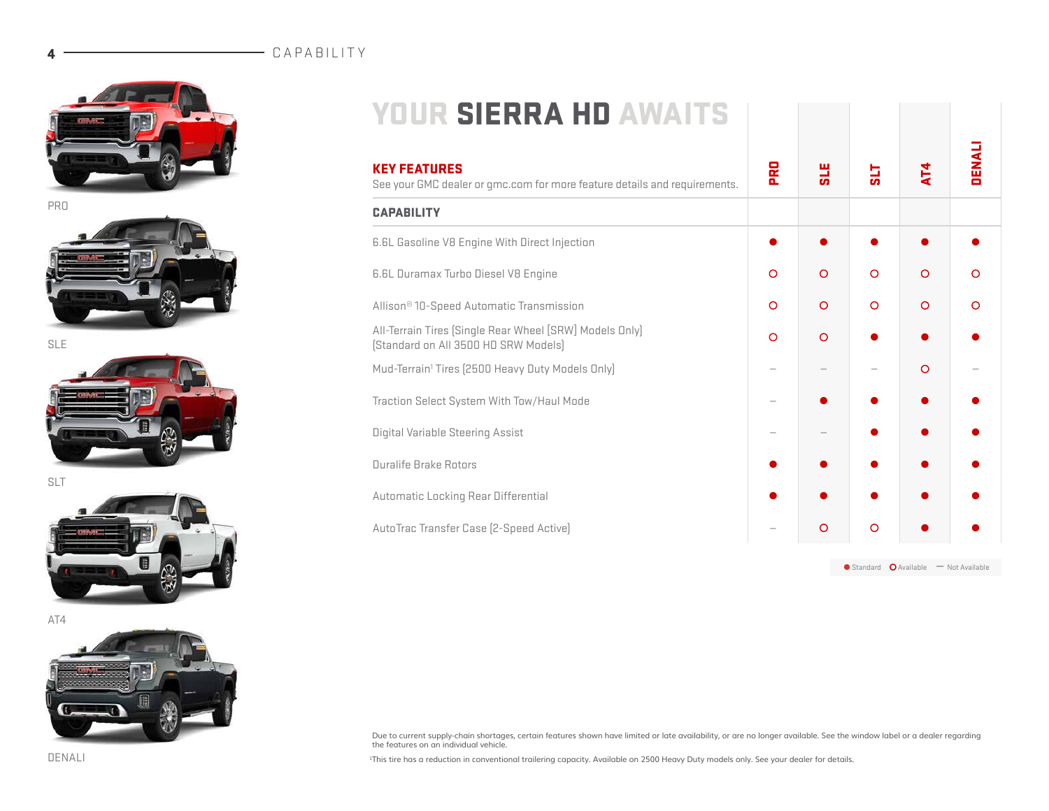PRO

SLE

SLT

AT4

DENALI

# YOUR SIERRA HD AWAITS

## KEY FEATURES

See your GMC dealer or gmc.com for more feature details and requirements.

| CAPABILITY | PRO | SLE | SLT | AT4 | DENALI |
|---|---|---|---|---|---|
| 6.6L Gasoline V8 Engine With Direct Injection | ● | ● | ● | ● | ● |
| 6.6L Duramax Turbo Diesel V8 Engine | ○ | ○ | ○ | ○ | ○ |
| Allison® 10-Speed Automatic Transmission | ○ | ○ | ○ | ○ | ○ |
| All-Terrain Tires (Single Rear Wheel [SRW] Models Only) (Standard on All 3500 HD SRW Models) | ○ | ○ | ● | ● | ● |
| Mud-Terrain[1] Tires (2500 Heavy Duty Models Only) | – | – | – | ○ | – |
| Traction Select System With Tow/Haul Mode | – | ● | ● | ● | ● |
| Digital Variable Steering Assist | – | – | ● | ● | ● |
| Duralife Brake Rotors | ● | ● | ● | ● | ● |
| Automatic Locking Rear Differential | ● | ● | ● | ● | ● |
| AutoTrac Transfer Case (2-Speed Active) | – | ○ | ○ | ● | ● |

● Standard ○ Available – Not Available

Due to current supply-chain shortages, certain features shown have limited or late availability, or are no longer available. See the window label or a dealer regarding the features on an individual vehicle.

[1]This tire has a reduction in conventional trailering capacity. Available on 2500 Heavy Duty models only. See your dealer for details.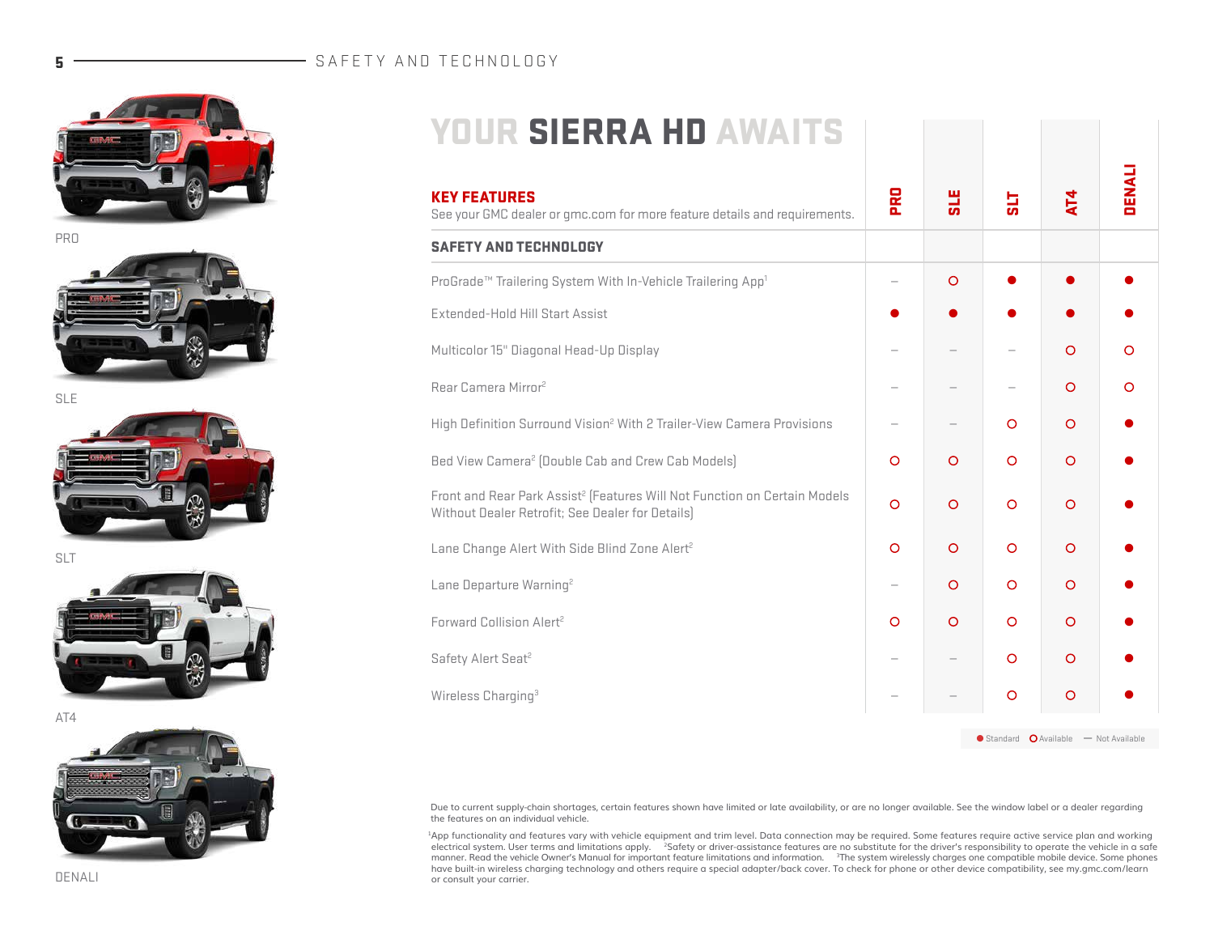PRO

SLE

SLT

AT4

DENALI

# YOUR SIERRA HD AWAITS

| **KEY FEATURES** See your GMC dealer or gmc.com for more feature details and requirements. | PRO | SLE | SLT | AT4 | DENALI |
|---|---|---|---|---|---|
| **SAFETY AND TECHNOLOGY** | | | | | |
| ProGrade™ Trailering System With In-Vehicle Trailering App[1] | — | ○ | ● | ● | ● |
| Extended-Hold Hill Start Assist | ● | ● | ● | ● | ● |
| Multicolor 15" Diagonal Head-Up Display | — | — | — | ○ | ○ |
| Rear Camera Mirror[2] | — | — | — | ○ | ○ |
| High Definition Surround Vision[2] With 2 Trailer-View Camera Provisions | — | — | ○ | ○ | ● |
| Bed View Camera[2] (Double Cab and Crew Cab Models) | ○ | ○ | ○ | ○ | ● |
| Front and Rear Park Assist[2] (Features Will Not Function on Certain Models Without Dealer Retrofit; See Dealer for Details) | ○ | ○ | ○ | ○ | ● |
| Lane Change Alert With Side Blind Zone Alert[2] | ○ | ○ | ○ | ○ | ● |
| Lane Departure Warning[2] | — | ○ | ○ | ○ | ● |
| Forward Collision Alert[2] | ○ | ○ | ○ | ○ | ● |
| Safety Alert Seat[2] | — | — | ○ | ○ | ● |
| Wireless Charging[3] | — | — | ○ | ○ | ● |

● Standard ○ Available — Not Available

Due to current supply-chain shortages, certain features shown have limited or late availability, or are no longer available. See the window label or a dealer regarding the features on an individual vehicle.

[1]App functionality and features vary with vehicle equipment and trim level. Data connection may be required. Some features require active service plan and working electrical system. User terms and limitations apply. [2]Safety or driver-assistance features are no substitute for the driver's responsibility to operate the vehicle in a safe manner. Read the vehicle Owner's Manual for important feature limitations and information. [3]The system wirelessly charges one compatible mobile device. Some phones have built-in wireless charging technology and others require a special adapter/back cover. To check for phone or other device compatibility, see my.gmc.com/learn or consult your carrier.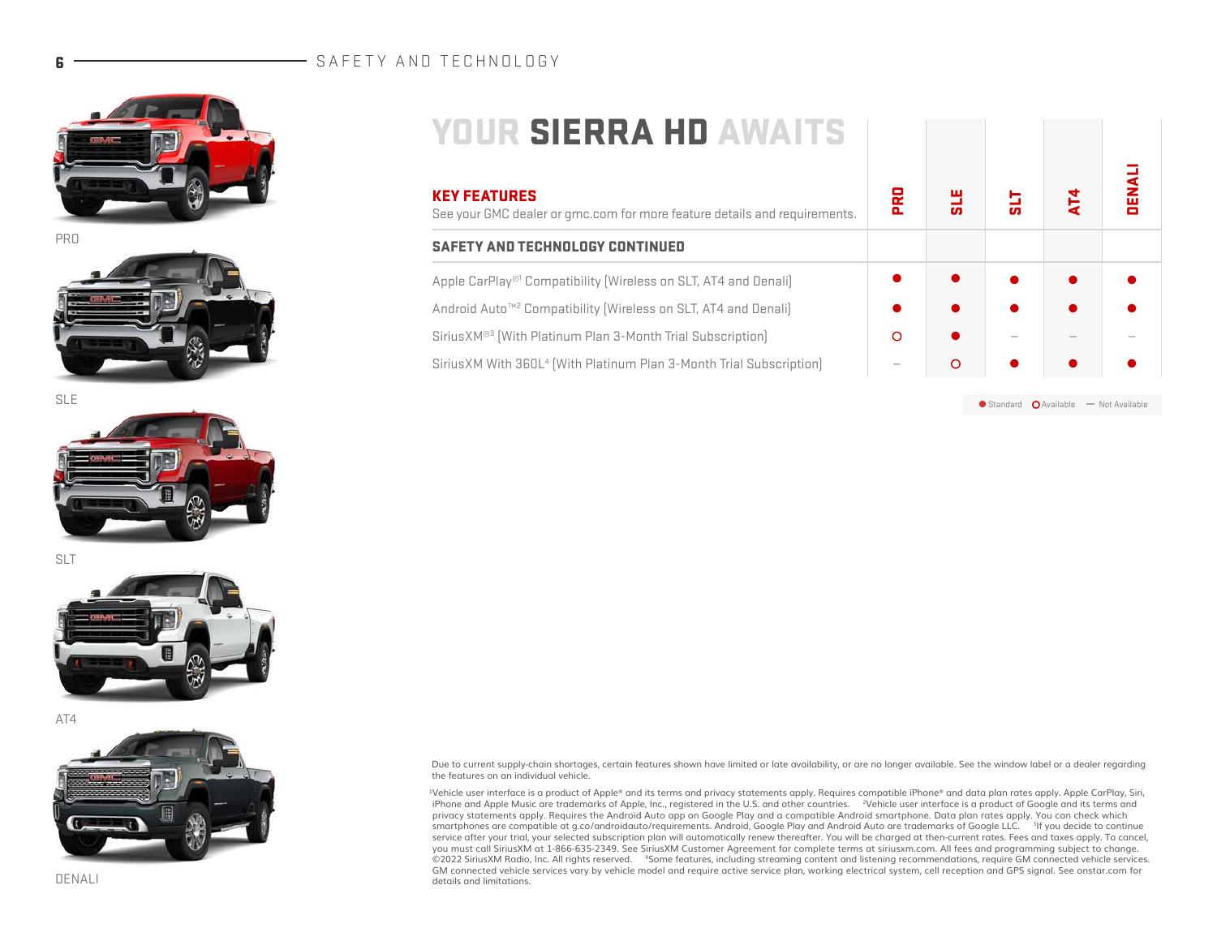# YOUR SIERRA HD AWAITS

PRO

SLE

SLT

AT4

DENALI

| KEY FEATURES<br>See your GMC dealer or gmc.com for more feature details and requirements. | PRO | SLE | SLT | AT4 | DENALI |
|---|---|---|---|---|---|
| **SAFETY AND TECHNOLOGY CONTINUED** | | | | | |
| Apple CarPlay®[1] Compatibility (Wireless on SLT, AT4 and Denali) | ● | ● | ● | ● | ● |
| Android Auto™[2] Compatibility (Wireless on SLT, AT4 and Denali) | ● | ● | ● | ● | ● |
| SiriusXM®[3] (With Platinum Plan 3-Month Trial Subscription) | ○ | ● | – | – | – |
| SiriusXM With 360L[4] (With Platinum Plan 3-Month Trial Subscription) | – | ○ | ● | ● | ● |

● Standard ○ Available – Not Available

Due to current supply-chain shortages, certain features shown have limited or late availability, or are no longer available. See the window label or a dealer regarding the features on an individual vehicle.

[1]Vehicle user interface is a product of Apple® and its terms and privacy statements apply. Requires compatible iPhone® and data plan rates apply. Apple CarPlay, Siri, iPhone and Apple Music are trademarks of Apple, Inc., registered in the U.S. and other countries. [2]Vehicle user interface is a product of Google and its terms and privacy statements apply. Requires the Android Auto app on Google Play and a compatible Android smartphone. Data plan rates apply. You can check which smartphones are compatible at g.co/androidauto/requirements. Android, Google Play and Android Auto are trademarks of Google LLC. [3]If you decide to continue service after your trial, your selected subscription plan will automatically renew thereafter. You will be charged at then-current rates. Fees and taxes apply. To cancel, you must call SiriusXM at 1-866-635-2349. See SiriusXM Customer Agreement for complete terms at siriusxm.com. All fees and programming subject to change. ©2022 SiriusXM Radio, Inc. All rights reserved. [4]Some features, including streaming content and listening recommendations, require GM connected vehicle services. GM connected vehicle services vary by vehicle model and require active service plan, working electrical system, cell reception and GPS signal. See onstar.com for details and limitations.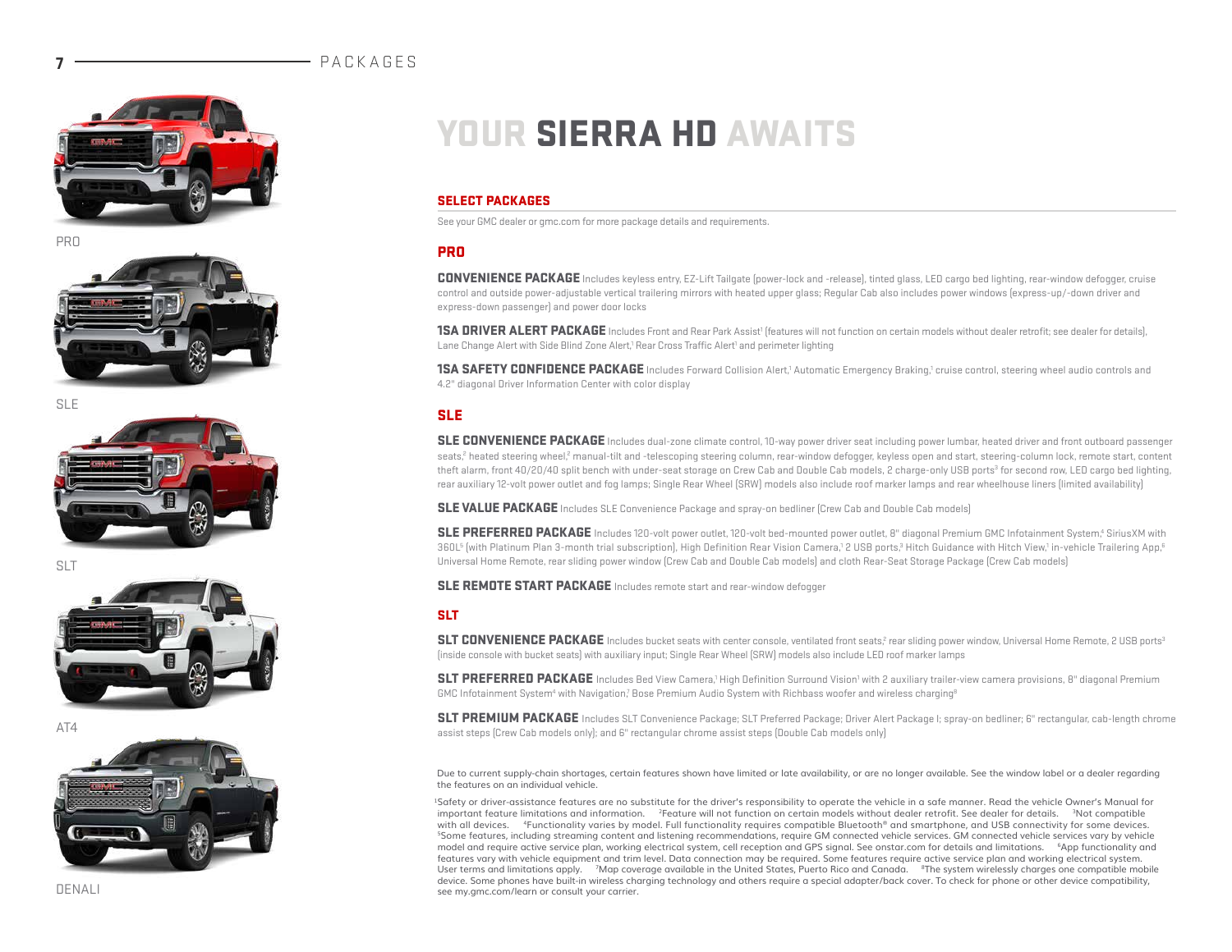# YOUR SIERRA HD AWAITS

## SELECT PACKAGES

See your GMC dealer or gmc.com for more package details and requirements.

### PRO

**CONVENIENCE PACKAGE** Includes keyless entry, EZ-Lift Tailgate (power-lock and -release), tinted glass, LED cargo bed lighting, rear-window defogger, cruise control and outside power-adjustable vertical trailering mirrors with heated upper glass; Regular Cab also includes power windows (express-up/-down driver and express-down passenger) and power door locks

**1SA DRIVER ALERT PACKAGE** Includes Front and Rear Park Assist[1] (features will not function on certain models without dealer retrofit; see dealer for details), Lane Change Alert with Side Blind Zone Alert,[1] Rear Cross Traffic Alert[1] and perimeter lighting

**1SA SAFETY CONFIDENCE PACKAGE** Includes Forward Collision Alert,[1] Automatic Emergency Braking,[1] cruise control, steering wheel audio controls and 4.2" diagonal Driver Information Center with color display

### SLE

**SLE CONVENIENCE PACKAGE** Includes dual-zone climate control, 10-way power driver seat including power lumbar, heated driver and front outboard passenger seats,[2] heated steering wheel,[2] manual-tilt and -telescoping steering column, rear-window defogger, keyless open and start, steering-column lock, remote start, content theft alarm, front 40/20/40 split bench with under-seat storage on Crew Cab and Double Cab models, 2 charge-only USB ports[3] for second row, LED cargo bed lighting, rear auxiliary 12-volt power outlet and fog lamps; Single Rear Wheel (SRW) models also include roof marker lamps and rear wheelhouse liners (limited availability)

**SLE VALUE PACKAGE** Includes SLE Convenience Package and spray-on bedliner (Crew Cab and Double Cab models)

**SLE PREFERRED PACKAGE** Includes 120-volt power outlet, 120-volt bed-mounted power outlet, 8" diagonal Premium GMC Infotainment System,[4] SiriusXM with 360L[5] (with Platinum Plan 3-month trial subscription), High Definition Rear Vision Camera,[1] 2 USB ports,[3] Hitch Guidance with Hitch View,[1] in-vehicle Trailering App,[6] Universal Home Remote, rear sliding power window (Crew Cab and Double Cab models) and cloth Rear-Seat Storage Package (Crew Cab models)

**SLE REMOTE START PACKAGE** Includes remote start and rear-window defogger

### SLT

**SLT CONVENIENCE PACKAGE** Includes bucket seats with center console, ventilated front seats,[2] rear sliding power window, Universal Home Remote, 2 USB ports[3] (inside console with bucket seats) with auxiliary input; Single Rear Wheel (SRW) models also include LED roof marker lamps

**SLT PREFERRED PACKAGE** Includes Bed View Camera,[1] High Definition Surround Vision[1] with 2 auxiliary trailer-view camera provisions, 8" diagonal Premium GMC Infotainment System[4] with Navigation,[7] Bose Premium Audio System with Richbass woofer and wireless charging[8]

**SLT PREMIUM PACKAGE** Includes SLT Convenience Package; SLT Preferred Package; Driver Alert Package I; spray-on bedliner; 6" rectangular, cab-length chrome assist steps (Crew Cab models only); and 6" rectangular chrome assist steps (Double Cab models only)

Due to current supply-chain shortages, certain features shown have limited or late availability, or are no longer available. See the window label or a dealer regarding the features on an individual vehicle.

[1]Safety or driver-assistance features are no substitute for the driver's responsibility to operate the vehicle in a safe manner. Read the vehicle Owner's Manual for important feature limitations and information. [2]Feature will not function on certain models without dealer retrofit. See dealer for details. [3]Not compatible with all devices. [4]Functionality varies by model. Full functionality requires compatible Bluetooth® and smartphone, and USB connectivity for some devices. [5]Some features, including streaming content and listening recommendations, require GM connected vehicle services. GM connected vehicle services vary by vehicle model and require active service plan, working electrical system, cell reception and GPS signal. See onstar.com for details and limitations. [6]App functionality and features vary with vehicle equipment and trim level. Data connection may be required. Some features require active service plan and working electrical system. User terms and limitations apply. [7]Map coverage available in the United States, Puerto Rico and Canada. [8]The system wirelessly charges one compatible mobile device. Some phones have built-in wireless charging technology and others require a special adapter/back cover. To check for phone or other device compatibility, see my.gmc.com/learn or consult your carrier.

PRO

SLE

SLT

AT4

DENALI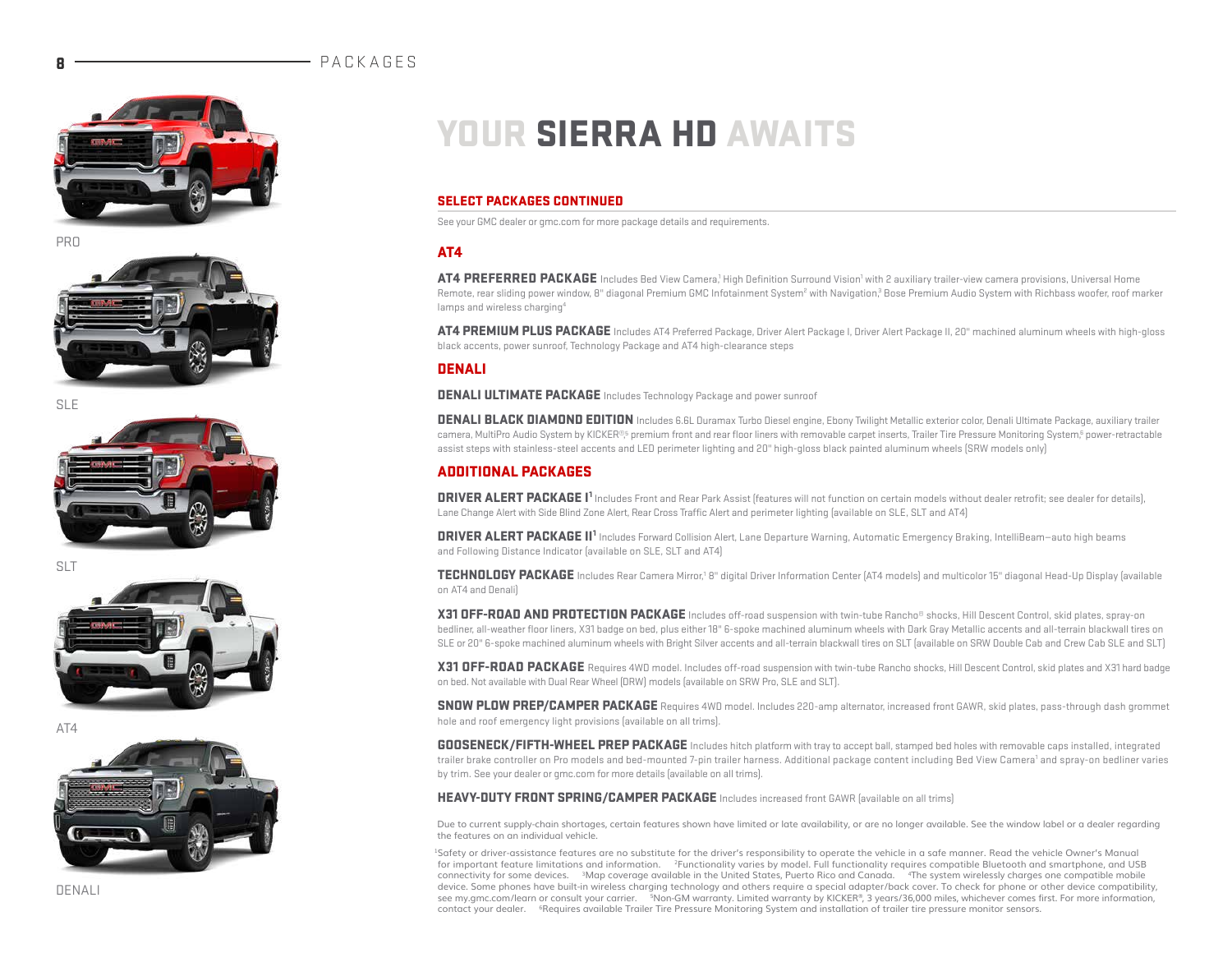PRO

SLE

SLT

AT4

DENALI

# YOUR SIERRA HD AWAITS

## SELECT PACKAGES CONTINUED

See your GMC dealer or gmc.com for more package details and requirements.

### AT4

**AT4 PREFERRED PACKAGE** Includes Bed View Camera,[1] High Definition Surround Vision[1] with 2 auxiliary trailer-view camera provisions, Universal Home Remote, rear sliding power window, 8" diagonal Premium GMC Infotainment System[2] with Navigation,[3] Bose Premium Audio System with Richbass woofer, roof marker lamps and wireless charging[4]

**AT4 PREMIUM PLUS PACKAGE** Includes AT4 Preferred Package, Driver Alert Package I, Driver Alert Package II, 20" machined aluminum wheels with high-gloss black accents, power sunroof, Technology Package and AT4 high-clearance steps

### DENALI

**DENALI ULTIMATE PACKAGE** Includes Technology Package and power sunroof

**DENALI BLACK DIAMOND EDITION** Includes 6.6L Duramax Turbo Diesel engine, Ebony Twilight Metallic exterior color, Denali Ultimate Package, auxiliary trailer camera, MultiPro Audio System by KICKER®,[5] premium front and rear floor liners with removable carpet inserts, Trailer Tire Pressure Monitoring System,[6] power-retractable assist steps with stainless-steel accents and LED perimeter lighting and 20" high-gloss black painted aluminum wheels (SRW models only)

### ADDITIONAL PACKAGES

**DRIVER ALERT PACKAGE I[1]** Includes Front and Rear Park Assist (features will not function on certain models without dealer retrofit; see dealer for details), Lane Change Alert with Side Blind Zone Alert, Rear Cross Traffic Alert and perimeter lighting (available on SLE, SLT and AT4)

**DRIVER ALERT PACKAGE II[1]** Includes Forward Collision Alert, Lane Departure Warning, Automatic Emergency Braking, IntelliBeam—auto high beams and Following Distance Indicator (available on SLE, SLT and AT4)

**TECHNOLOGY PACKAGE** Includes Rear Camera Mirror,[1] 8" digital Driver Information Center (AT4 models) and multicolor 15" diagonal Head-Up Display (available on AT4 and Denali)

**X31 OFF-ROAD AND PROTECTION PACKAGE** Includes off-road suspension with twin-tube Rancho® shocks, Hill Descent Control, skid plates, spray-on bedliner, all-weather floor liners, X31 badge on bed, plus either 18" 6-spoke machined aluminum wheels with Dark Gray Metallic accents and all-terrain blackwall tires on SLE or 20" 6-spoke machined aluminum wheels with Bright Silver accents and all-terrain blackwall tires on SLT (available on SRW Double Cab and Crew Cab SLE and SLT)

**X31 OFF-ROAD PACKAGE** Requires 4WD model. Includes off-road suspension with twin-tube Rancho shocks, Hill Descent Control, skid plates and X31 hard badge on bed. Not available with Dual Rear Wheel (DRW) models (available on SRW Pro, SLE and SLT).

**SNOW PLOW PREP/CAMPER PACKAGE** Requires 4WD model. Includes 220-amp alternator, increased front GAWR, skid plates, pass-through dash grommet hole and roof emergency light provisions (available on all trims).

**GOOSENECK/FIFTH-WHEEL PREP PACKAGE** Includes hitch platform with tray to accept ball, stamped bed holes with removable caps installed, integrated trailer brake controller on Pro models and bed-mounted 7-pin trailer harness. Additional package content including Bed View Camera[1] and spray-on bedliner varies by trim. See your dealer or gmc.com for more details (available on all trims).

**HEAVY-DUTY FRONT SPRING/CAMPER PACKAGE** Includes increased front GAWR (available on all trims)

Due to current supply-chain shortages, certain features shown have limited or late availability, or are no longer available. See the window label or a dealer regarding the features on an individual vehicle.

[1]Safety or driver-assistance features are no substitute for the driver's responsibility to operate the vehicle in a safe manner. Read the vehicle Owner's Manual for important feature limitations and information. [2]Functionality varies by model. Full functionality requires compatible Bluetooth and smartphone, and USB connectivity for some devices. [3]Map coverage available in the United States, Puerto Rico and Canada. [4]The system wirelessly charges one compatible mobile device. Some phones have built-in wireless charging technology and others require a special adapter/back cover. To check for phone or other device compatibility, see my.gmc.com/learn or consult your carrier. [5]Non-GM warranty. Limited warranty by KICKER®, 3 years/36,000 miles, whichever comes first. For more information, contact your dealer. [6]Requires available Trailer Tire Pressure Monitoring System and installation of trailer tire pressure monitor sensors.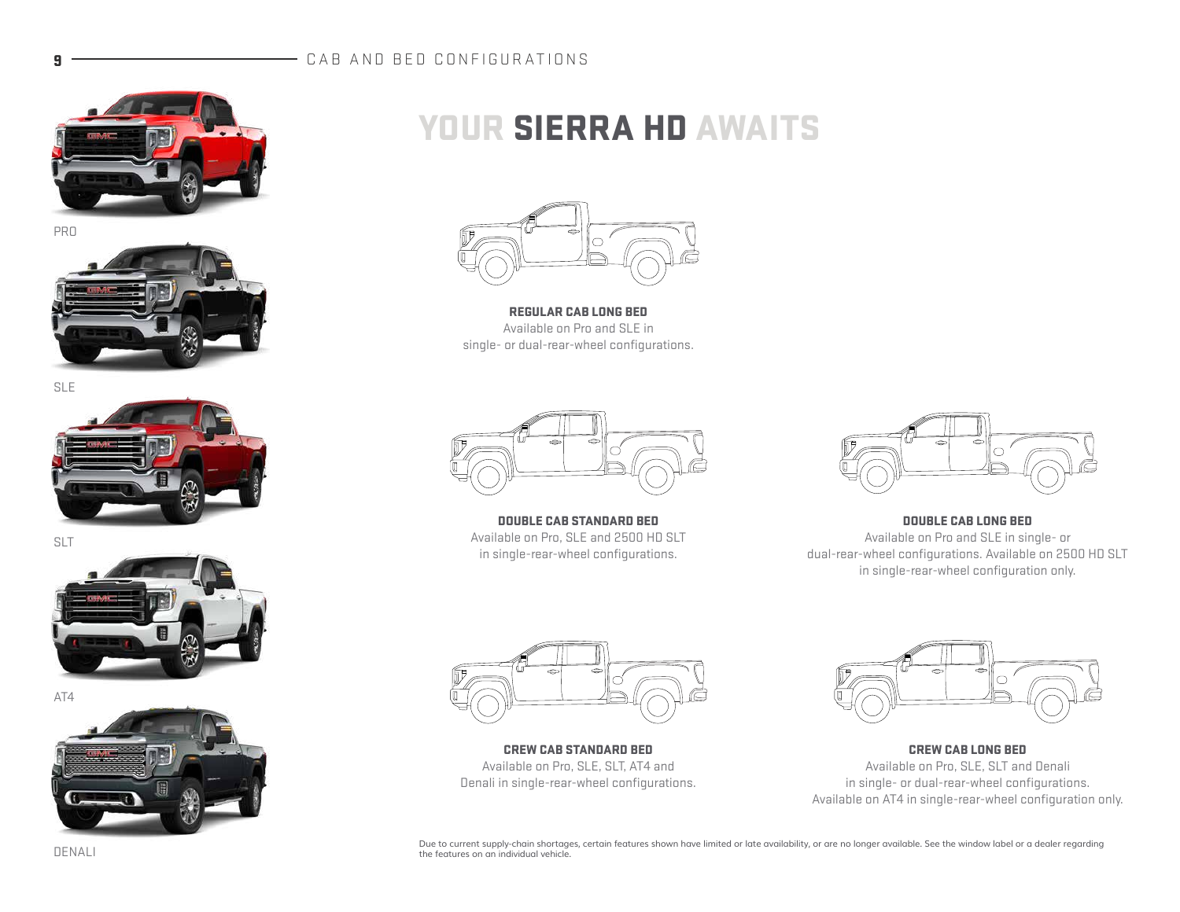# CAB AND BED CONFIGURATIONS

PRO

SLE

SLT

AT4

DENALI

## YOUR SIERRA HD AWAITS

**REGULAR CAB LONG BED**
Available on Pro and SLE in single- or dual-rear-wheel configurations.

**DOUBLE CAB STANDARD BED**
Available on Pro, SLE and 2500 HD SLT in single-rear-wheel configurations.

**DOUBLE CAB LONG BED**
Available on Pro and SLE in single- or dual-rear-wheel configurations. Available on 2500 HD SLT in single-rear-wheel configuration only.

**CREW CAB STANDARD BED**
Available on Pro, SLE, SLT, AT4 and Denali in single-rear-wheel configurations.

**CREW CAB LONG BED**
Available on Pro, SLE, SLT and Denali in single- or dual-rear-wheel configurations. Available on AT4 in single-rear-wheel configuration only.

Due to current supply-chain shortages, certain features shown have limited or late availability, or are no longer available. See the window label or a dealer regarding the features on an individual vehicle.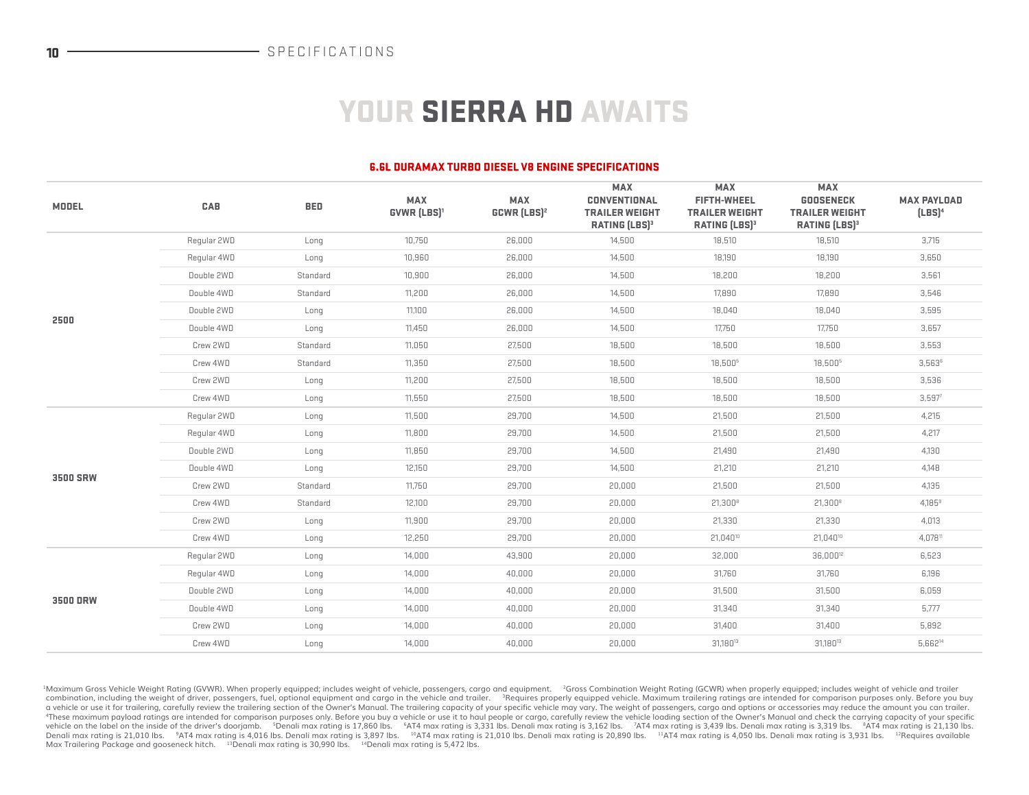# YOUR SIERRA HD AWAITS

## 6.6L DURAMAX TURBO DIESEL V8 ENGINE SPECIFICATIONS

| MODEL | CAB | BED | MAX GVWR (LBS)[1] | MAX GCWR (LBS)[2] | MAX CONVENTIONAL TRAILER WEIGHT RATING (LBS)[3] | MAX FIFTH-WHEEL TRAILER WEIGHT RATING (LBS)[3] | MAX GOOSENECK TRAILER WEIGHT RATING (LBS)[3] | MAX PAYLOAD (LBS)[4] |
|---|---|---|---|---|---|---|---|---|
| 2500 | Regular 2WD | Long | 10,750 | 26,000 | 14,500 | 18,510 | 18,510 | 3,715 |
| | Regular 4WD | Long | 10,960 | 26,000 | 14,500 | 18,190 | 18,190 | 3,650 |
| | Double 2WD | Standard | 10,900 | 26,000 | 14,500 | 18,200 | 18,200 | 3,561 |
| | Double 4WD | Standard | 11,200 | 26,000 | 14,500 | 17,890 | 17,890 | 3,546 |
| | Double 2WD | Long | 11,100 | 26,000 | 14,500 | 18,040 | 18,040 | 3,595 |
| | Double 4WD | Long | 11,450 | 26,000 | 14,500 | 17,750 | 17,750 | 3,657 |
| | Crew 2WD | Standard | 11,050 | 27,500 | 18,500 | 18,500 | 18,500 | 3,553 |
| | Crew 4WD | Standard | 11,350 | 27,500 | 18,500 | 18,500[5] | 18,500[5] | 3,563[6] |
| | Crew 2WD | Long | 11,200 | 27,500 | 18,500 | 18,500 | 18,500 | 3,536 |
| | Crew 4WD | Long | 11,550 | 27,500 | 18,500 | 18,500 | 18,500 | 3,597[7] |
| 3500 SRW | Regular 2WD | Long | 11,500 | 29,700 | 14,500 | 21,500 | 21,500 | 4,215 |
| | Regular 4WD | Long | 11,800 | 29,700 | 14,500 | 21,500 | 21,500 | 4,217 |
| | Double 2WD | Long | 11,850 | 29,700 | 14,500 | 21,490 | 21,490 | 4,130 |
| | Double 4WD | Long | 12,150 | 29,700 | 14,500 | 21,210 | 21,210 | 4,148 |
| | Crew 2WD | Standard | 11,750 | 29,700 | 20,000 | 21,500 | 21,500 | 4,135 |
| | Crew 4WD | Standard | 12,100 | 29,700 | 20,000 | 21,300[8] | 21,300[8] | 4,185[9] |
| | Crew 2WD | Long | 11,900 | 29,700 | 20,000 | 21,330 | 21,330 | 4,013 |
| | Crew 4WD | Long | 12,250 | 29,700 | 20,000 | 21,040[10] | 21,040[10] | 4,078[11] |
| 3500 DRW | Regular 2WD | Long | 14,000 | 43,900 | 20,000 | 32,000 | 36,000[12] | 6,523 |
| | Regular 4WD | Long | 14,000 | 40,000 | 20,000 | 31,760 | 31,760 | 6,196 |
| | Double 2WD | Long | 14,000 | 40,000 | 20,000 | 31,500 | 31,500 | 6,059 |
| | Double 4WD | Long | 14,000 | 40,000 | 20,000 | 31,340 | 31,340 | 5,777 |
| | Crew 2WD | Long | 14,000 | 40,000 | 20,000 | 31,400 | 31,400 | 5,892 |
| | Crew 4WD | Long | 14,000 | 40,000 | 20,000 | 31,180[13] | 31,180[13] | 5,662[14] |

[1]Maximum Gross Vehicle Weight Rating (GVWR). When properly equipped; includes weight of vehicle, passengers, cargo and equipment. [2]Gross Combination Weight Rating (GCWR) when properly equipped; includes weight of vehicle and trailer combination, including the weight of driver, passengers, fuel, optional equipment and cargo in the vehicle and trailer. [3]Requires properly equipped vehicle. Maximum trailering ratings are intended for comparison purposes only. Before you buy a vehicle or use it for trailering, carefully review the trailering section of the Owner's Manual. The trailering capacity of your specific vehicle may vary. The weight of passengers, cargo and options or accessories may reduce the amount you can trailer. [4]These maximum payload ratings are intended for comparison purposes only. Before you buy a vehicle or use it to haul people or cargo, carefully review the vehicle loading section of the Owner's Manual and check the carrying capacity of your specific vehicle on the label on the inside of the driver's doorjamb. [5]Denali max rating is 17,860 lbs. [6]AT4 max rating is 3,331 lbs. Denali max rating is 3,162 lbs. [7]AT4 max rating is 3,439 lbs. Denali max rating is 3,319 lbs. [8]AT4 max rating is 21,130 lbs. Denali max rating is 21,010 lbs. [9]AT4 max rating is 4,016 lbs. Denali max rating is 3,897 lbs. [10]AT4 max rating is 21,010 lbs. Denali max rating is 20,890 lbs. [11]AT4 max rating is 4,050 lbs. Denali max rating is 3,931 lbs. [12]Requires available Max Trailering Package and gooseneck hitch. [13]Denali max rating is 30,990 lbs. [14]Denali max rating is 5,472 lbs.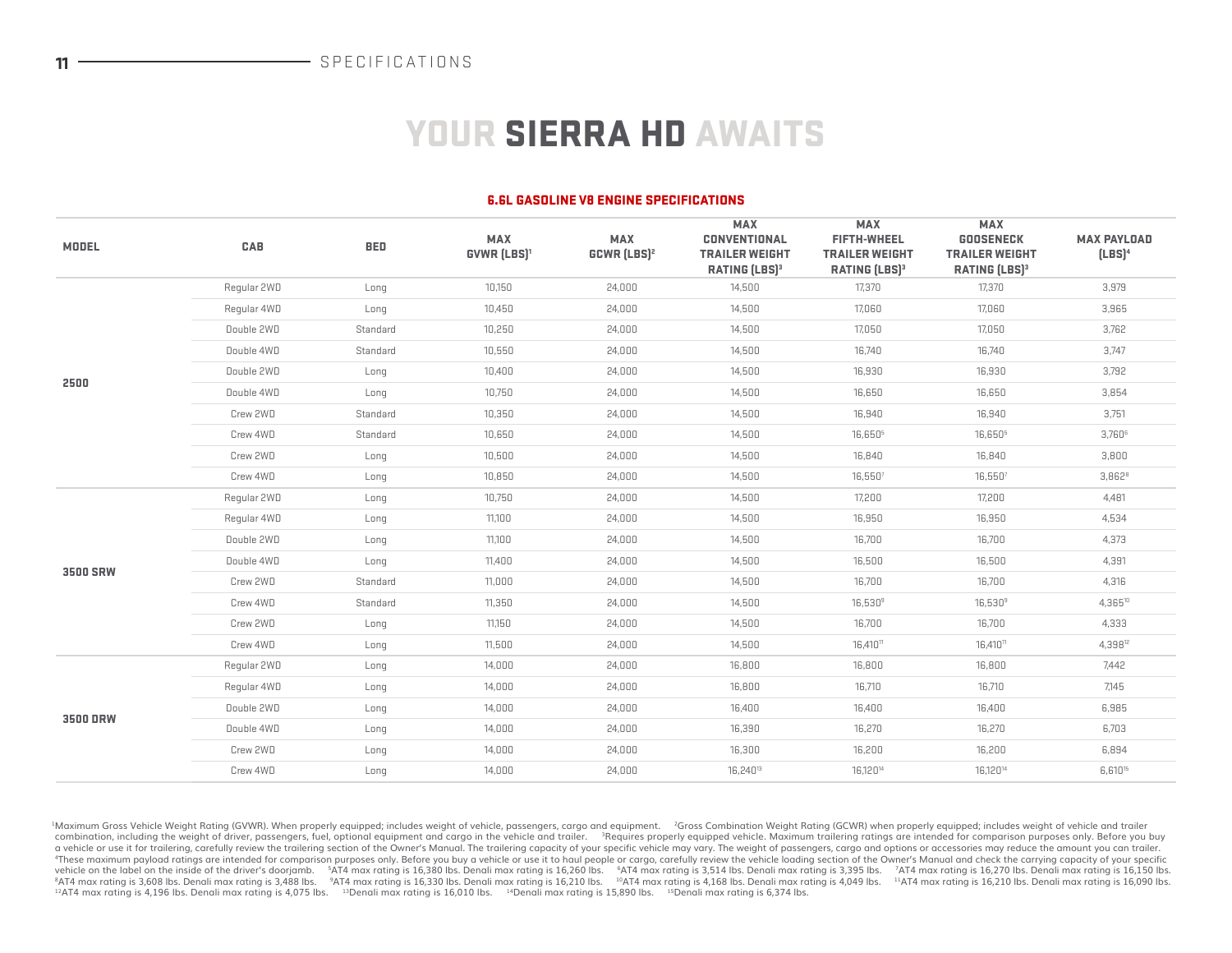# YOUR SIERRA HD AWAITS

## 6.6L GASOLINE V8 ENGINE SPECIFICATIONS

| MODEL | CAB | BED | MAX GVWR (LBS)[1] | MAX GCWR (LBS)[2] | MAX CONVENTIONAL TRAILER WEIGHT RATING (LBS)[3] | MAX FIFTH-WHEEL TRAILER WEIGHT RATING (LBS)[3] | MAX GOOSENECK TRAILER WEIGHT RATING (LBS)[3] | MAX PAYLOAD (LBS)[4] |
|---|---|---|---|---|---|---|---|---|
| 2500 | Regular 2WD | Long | 10,150 | 24,000 | 14,500 | 17,370 | 17,370 | 3,979 |
| | Regular 4WD | Long | 10,450 | 24,000 | 14,500 | 17,060 | 17,060 | 3,965 |
| | Double 2WD | Standard | 10,250 | 24,000 | 14,500 | 17,050 | 17,050 | 3,762 |
| | Double 4WD | Standard | 10,550 | 24,000 | 14,500 | 16,740 | 16,740 | 3,747 |
| | Double 2WD | Long | 10,400 | 24,000 | 14,500 | 16,930 | 16,930 | 3,792 |
| | Double 4WD | Long | 10,750 | 24,000 | 14,500 | 16,650 | 16,650 | 3,854 |
| | Crew 2WD | Standard | 10,350 | 24,000 | 14,500 | 16,940 | 16,940 | 3,751 |
| | Crew 4WD | Standard | 10,650 | 24,000 | 14,500 | 16,650[5] | 16,650[5] | 3,760[6] |
| | Crew 2WD | Long | 10,500 | 24,000 | 14,500 | 16,840 | 16,840 | 3,800 |
| | Crew 4WD | Long | 10,850 | 24,000 | 14,500 | 16,550[7] | 16,550[7] | 3,862[8] |
| 3500 SRW | Regular 2WD | Long | 10,750 | 24,000 | 14,500 | 17,200 | 17,200 | 4,481 |
| | Regular 4WD | Long | 11,100 | 24,000 | 14,500 | 16,950 | 16,950 | 4,534 |
| | Double 2WD | Long | 11,100 | 24,000 | 14,500 | 16,700 | 16,700 | 4,373 |
| | Double 4WD | Long | 11,400 | 24,000 | 14,500 | 16,500 | 16,500 | 4,391 |
| | Crew 2WD | Standard | 11,000 | 24,000 | 14,500 | 16,700 | 16,700 | 4,316 |
| | Crew 4WD | Standard | 11,350 | 24,000 | 14,500 | 16,530[9] | 16,530[9] | 4,365[10] |
| | Crew 2WD | Long | 11,150 | 24,000 | 14,500 | 16,700 | 16,700 | 4,333 |
| | Crew 4WD | Long | 11,500 | 24,000 | 14,500 | 16,410[11] | 16,410[11] | 4,398[12] |
| 3500 DRW | Regular 2WD | Long | 14,000 | 24,000 | 16,800 | 16,800 | 16,800 | 7,442 |
| | Regular 4WD | Long | 14,000 | 24,000 | 16,800 | 16,710 | 16,710 | 7,145 |
| | Double 2WD | Long | 14,000 | 24,000 | 16,400 | 16,400 | 16,400 | 6,985 |
| | Double 4WD | Long | 14,000 | 24,000 | 16,390 | 16,270 | 16,270 | 6,703 |
| | Crew 2WD | Long | 14,000 | 24,000 | 16,300 | 16,200 | 16,200 | 6,894 |
| | Crew 4WD | Long | 14,000 | 24,000 | 16,240[13] | 16,120[14] | 16,120[14] | 6,610[15] |

[1]Maximum Gross Vehicle Weight Rating (GVWR). When properly equipped; includes weight of vehicle, passengers, cargo and equipment. [2]Gross Combination Weight Rating (GCWR) when properly equipped; includes weight of vehicle and trailer combination, including the weight of driver, passengers, fuel, optional equipment and cargo in the vehicle and trailer. [3]Requires properly equipped vehicle. Maximum trailering ratings are intended for comparison purposes only. Before you buy a vehicle or use it for trailering, carefully review the trailering section of the Owner's Manual. The trailering capacity of your specific vehicle may vary. The weight of passengers, cargo and options or accessories may reduce the amount you can trailer. [4]These maximum payload ratings are intended for comparison purposes only. Before you buy a vehicle or use it to haul people or cargo, carefully review the vehicle loading section of the Owner's Manual and check the carrying capacity of your specific vehicle on the label on the inside of the driver's doorjamb. [5]AT4 max rating is 16,380 lbs. Denali max rating is 16,260 lbs. [6]AT4 max rating is 3,514 lbs. Denali max rating is 3,395 lbs. [7]AT4 max rating is 16,270 lbs. Denali max rating is 16,150 lbs. [8]AT4 max rating is 3,608 lbs. Denali max rating is 3,488 lbs. [9]AT4 max rating is 16,330 lbs. Denali max rating is 16,210 lbs. [10]AT4 max rating is 4,168 lbs. Denali max rating is 4,049 lbs. [11]AT4 max rating is 16,210 lbs. Denali max rating is 16,090 lbs. [12]AT4 max rating is 4,196 lbs. Denali max rating is 4,075 lbs. [13]Denali max rating is 16,010 lbs. [14]Denali max rating is 15,890 lbs. [15]Denali max rating is 6,374 lbs.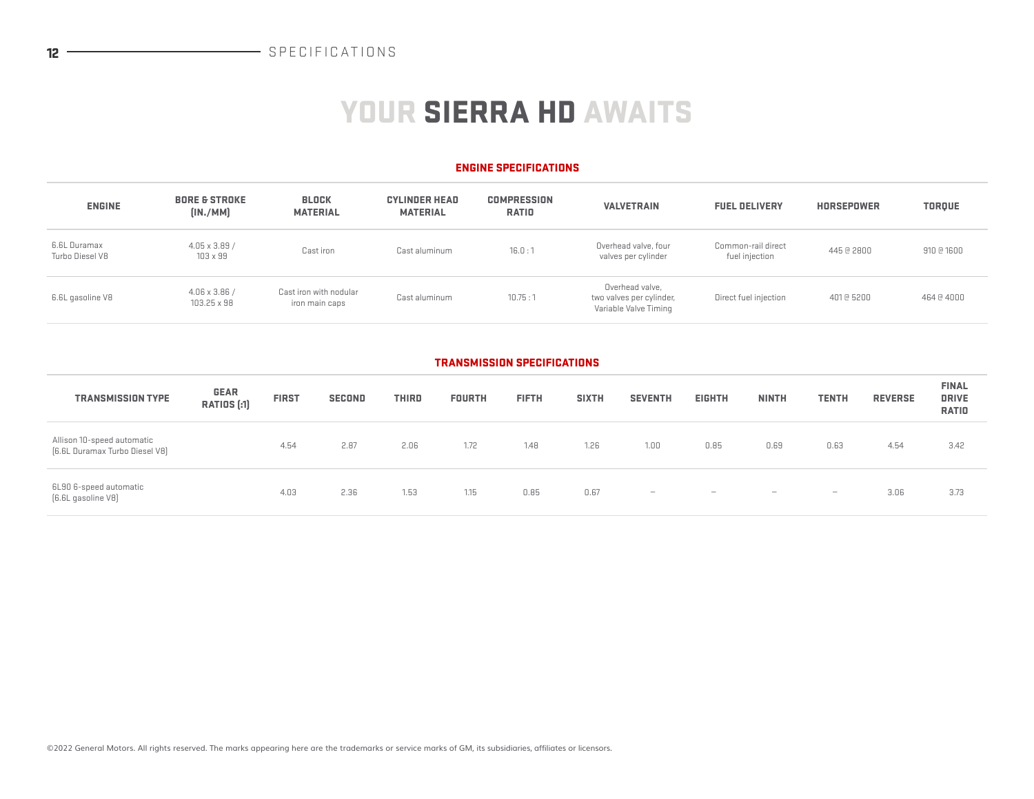# YOUR SIERRA HD AWAITS

## ENGINE SPECIFICATIONS

| ENGINE | BORE & STROKE (IN./MM) | BLOCK MATERIAL | CYLINDER HEAD MATERIAL | COMPRESSION RATIO | VALVETRAIN | FUEL DELIVERY | HORSEPOWER | TORQUE |
|---|---|---|---|---|---|---|---|---|
| 6.6L Duramax Turbo Diesel V8 | 4.05 x 3.89 / 103 x 99 | Cast iron | Cast aluminum | 16.0 : 1 | Overhead valve, four valves per cylinder | Common-rail direct fuel injection | 445 @ 2800 | 910 @ 1600 |
| 6.6L gasoline V8 | 4.06 x 3.86 / 103.25 x 98 | Cast iron with nodular iron main caps | Cast aluminum | 10.75 : 1 | Overhead valve, two valves per cylinder, Variable Valve Timing | Direct fuel injection | 401 @ 5200 | 464 @ 4000 |

## TRANSMISSION SPECIFICATIONS

| TRANSMISSION TYPE | GEAR RATIOS (:1) | FIRST | SECOND | THIRD | FOURTH | FIFTH | SIXTH | SEVENTH | EIGHTH | NINTH | TENTH | REVERSE | FINAL DRIVE RATIO |
|---|---|---|---|---|---|---|---|---|---|---|---|---|---|
| Allison 10-speed automatic (6.6L Duramax Turbo Diesel V8) | | 4.54 | 2.87 | 2.06 | 1.72 | 1.48 | 1.26 | 1.00 | 0.85 | 0.69 | 0.63 | 4.54 | 3.42 |
| 6L90 6-speed automatic (6.6L gasoline V8) | | 4.03 | 2.36 | 1.53 | 1.15 | 0.85 | 0.67 | – | – | – | – | 3.06 | 3.73 |

©2022 General Motors. All rights reserved. The marks appearing here are the trademarks or service marks of GM, its subsidiaries, affiliates or licensors.